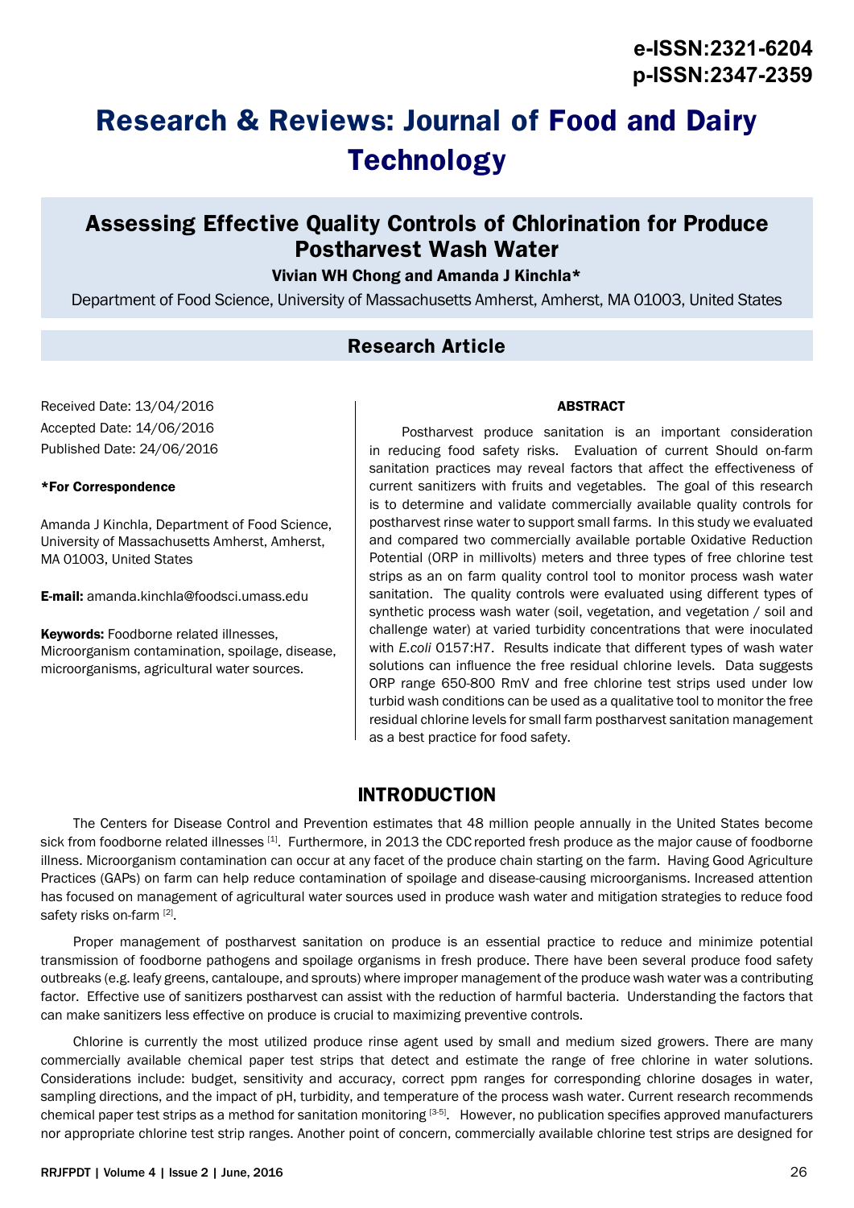# Research & Reviews: Journal of Food and Dairy Technology

## Assessing Effective Quality Controls of Chlorination for Produce Postharvest Wash Water

**Vivian WH Chong and Amanda J Kinchla***

Department of Food Science, University of Massachusetts Amherst, Amherst, MA 01003, United States

### Research Article

Received Date: 13/04/2016
Accepted Date: 14/06/2016
Published Date: 24/06/2016

**\*For Correspondence**

Amanda J Kinchla, Department of Food Science, University of Massachusetts Amherst, Amherst, MA 01003, United States

**E-mail:** amanda.kinchla@foodsci.umass.edu

**Keywords:** Foodborne related illnesses, Microorganism contamination, spoilage, disease, microorganisms, agricultural water sources.

**ABSTRACT**

Postharvest produce sanitation is an important consideration in reducing food safety risks. Evaluation of current Should on-farm sanitation practices may reveal factors that affect the effectiveness of current sanitizers with fruits and vegetables. The goal of this research is to determine and validate commercially available quality controls for postharvest rinse water to support small farms. In this study we evaluated and compared two commercially available portable Oxidative Reduction Potential (ORP in millivolts) meters and three types of free chlorine test strips as an on farm quality control tool to monitor process wash water sanitation. The quality controls were evaluated using different types of synthetic process wash water (soil, vegetation, and vegetation / soil and challenge water) at varied turbidity concentrations that were inoculated with *E.coli* O157:H7. Results indicate that different types of wash water solutions can influence the free residual chlorine levels. Data suggests ORP range 650-800 RmV and free chlorine test strips used under low turbid wash conditions can be used as a qualitative tool to monitor the free residual chlorine levels for small farm postharvest sanitation management as a best practice for food safety.

## INTRODUCTION

The Centers for Disease Control and Prevention estimates that 48 million people annually in the United States become sick from foodborne related illnesses [1]. Furthermore, in 2013 the CDC reported fresh produce as the major cause of foodborne illness. Microorganism contamination can occur at any facet of the produce chain starting on the farm. Having Good Agriculture Practices (GAPs) on farm can help reduce contamination of spoilage and disease-causing microorganisms. Increased attention has focused on management of agricultural water sources used in produce wash water and mitigation strategies to reduce food safety risks on-farm [2].

Proper management of postharvest sanitation on produce is an essential practice to reduce and minimize potential transmission of foodborne pathogens and spoilage organisms in fresh produce. There have been several produce food safety outbreaks (e.g. leafy greens, cantaloupe, and sprouts) where improper management of the produce wash water was a contributing factor. Effective use of sanitizers postharvest can assist with the reduction of harmful bacteria. Understanding the factors that can make sanitizers less effective on produce is crucial to maximizing preventive controls.

Chlorine is currently the most utilized produce rinse agent used by small and medium sized growers. There are many commercially available chemical paper test strips that detect and estimate the range of free chlorine in water solutions. Considerations include: budget, sensitivity and accuracy, correct ppm ranges for corresponding chlorine dosages in water, sampling directions, and the impact of pH, turbidity, and temperature of the process wash water. Current research recommends chemical paper test strips as a method for sanitation monitoring [3-5]. However, no publication specifies approved manufacturers nor appropriate chlorine test strip ranges. Another point of concern, commercially available chlorine test strips are designed for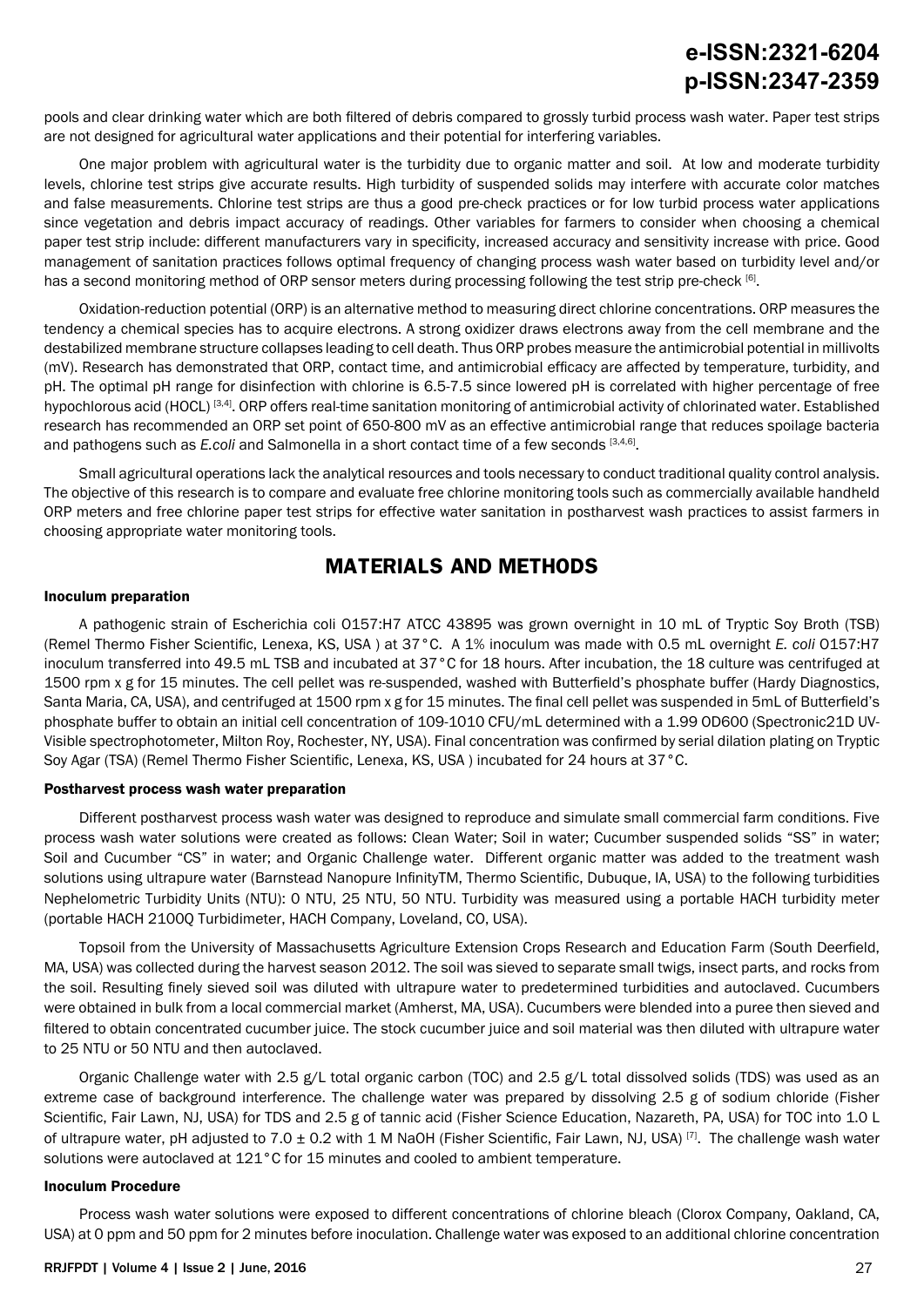pools and clear drinking water which are both filtered of debris compared to grossly turbid process wash water. Paper test strips are not designed for agricultural water applications and their potential for interfering variables.

One major problem with agricultural water is the turbidity due to organic matter and soil. At low and moderate turbidity levels, chlorine test strips give accurate results. High turbidity of suspended solids may interfere with accurate color matches and false measurements. Chlorine test strips are thus a good pre-check practices or for low turbid process water applications since vegetation and debris impact accuracy of readings. Other variables for farmers to consider when choosing a chemical paper test strip include: different manufacturers vary in specificity, increased accuracy and sensitivity increase with price. Good management of sanitation practices follows optimal frequency of changing process wash water based on turbidity level and/or has a second monitoring method of ORP sensor meters during processing following the test strip pre-check [6].

Oxidation-reduction potential (ORP) is an alternative method to measuring direct chlorine concentrations. ORP measures the tendency a chemical species has to acquire electrons. A strong oxidizer draws electrons away from the cell membrane and the destabilized membrane structure collapses leading to cell death. Thus ORP probes measure the antimicrobial potential in millivolts (mV). Research has demonstrated that ORP, contact time, and antimicrobial efficacy are affected by temperature, turbidity, and pH. The optimal pH range for disinfection with chlorine is 6.5-7.5 since lowered pH is correlated with higher percentage of free hypochlorous acid (HOCL) [3,4]. ORP offers real-time sanitation monitoring of antimicrobial activity of chlorinated water. Established research has recommended an ORP set point of 650-800 mV as an effective antimicrobial range that reduces spoilage bacteria and pathogens such as *E.coli* and Salmonella in a short contact time of a few seconds [3,4,6].

Small agricultural operations lack the analytical resources and tools necessary to conduct traditional quality control analysis. The objective of this research is to compare and evaluate free chlorine monitoring tools such as commercially available handheld ORP meters and free chlorine paper test strips for effective water sanitation in postharvest wash practices to assist farmers in choosing appropriate water monitoring tools.

## MATERIALS AND METHODS

### Inoculum preparation

A pathogenic strain of Escherichia coli O157:H7 ATCC 43895 was grown overnight in 10 mL of Tryptic Soy Broth (TSB) (Remel Thermo Fisher Scientific, Lenexa, KS, USA ) at 37°C. A 1% inoculum was made with 0.5 mL overnight *E. coli* O157:H7 inoculum transferred into 49.5 mL TSB and incubated at 37°C for 18 hours. After incubation, the 18 culture was centrifuged at 1500 rpm x g for 15 minutes. The cell pellet was re-suspended, washed with Butterfield's phosphate buffer (Hardy Diagnostics, Santa Maria, CA, USA), and centrifuged at 1500 rpm x g for 15 minutes. The final cell pellet was suspended in 5mL of Butterfield's phosphate buffer to obtain an initial cell concentration of 109-1010 CFU/mL determined with a 1.99 OD600 (Spectronic21D UV-Visible spectrophotometer, Milton Roy, Rochester, NY, USA). Final concentration was confirmed by serial dilation plating on Tryptic Soy Agar (TSA) (Remel Thermo Fisher Scientific, Lenexa, KS, USA ) incubated for 24 hours at 37°C.

### Postharvest process wash water preparation

Different postharvest process wash water was designed to reproduce and simulate small commercial farm conditions. Five process wash water solutions were created as follows: Clean Water; Soil in water; Cucumber suspended solids "SS" in water; Soil and Cucumber "CS" in water; and Organic Challenge water. Different organic matter was added to the treatment wash solutions using ultrapure water (Barnstead Nanopure InfinityTM, Thermo Scientific, Dubuque, IA, USA) to the following turbidities Nephelometric Turbidity Units (NTU): 0 NTU, 25 NTU, 50 NTU. Turbidity was measured using a portable HACH turbidity meter (portable HACH 2100Q Turbidimeter, HACH Company, Loveland, CO, USA).

Topsoil from the University of Massachusetts Agriculture Extension Crops Research and Education Farm (South Deerfield, MA, USA) was collected during the harvest season 2012. The soil was sieved to separate small twigs, insect parts, and rocks from the soil. Resulting finely sieved soil was diluted with ultrapure water to predetermined turbidities and autoclaved. Cucumbers were obtained in bulk from a local commercial market (Amherst, MA, USA). Cucumbers were blended into a puree then sieved and filtered to obtain concentrated cucumber juice. The stock cucumber juice and soil material was then diluted with ultrapure water to 25 NTU or 50 NTU and then autoclaved.

Organic Challenge water with 2.5 g/L total organic carbon (TOC) and 2.5 g/L total dissolved solids (TDS) was used as an extreme case of background interference. The challenge water was prepared by dissolving 2.5 g of sodium chloride (Fisher Scientific, Fair Lawn, NJ, USA) for TDS and 2.5 g of tannic acid (Fisher Science Education, Nazareth, PA, USA) for TOC into 1.0 L of ultrapure water, pH adjusted to 7.0 ± 0.2 with 1 M NaOH (Fisher Scientific, Fair Lawn, NJ, USA) [7]. The challenge wash water solutions were autoclaved at 121°C for 15 minutes and cooled to ambient temperature.

### Inoculum Procedure

Process wash water solutions were exposed to different concentrations of chlorine bleach (Clorox Company, Oakland, CA, USA) at 0 ppm and 50 ppm for 2 minutes before inoculation. Challenge water was exposed to an additional chlorine concentration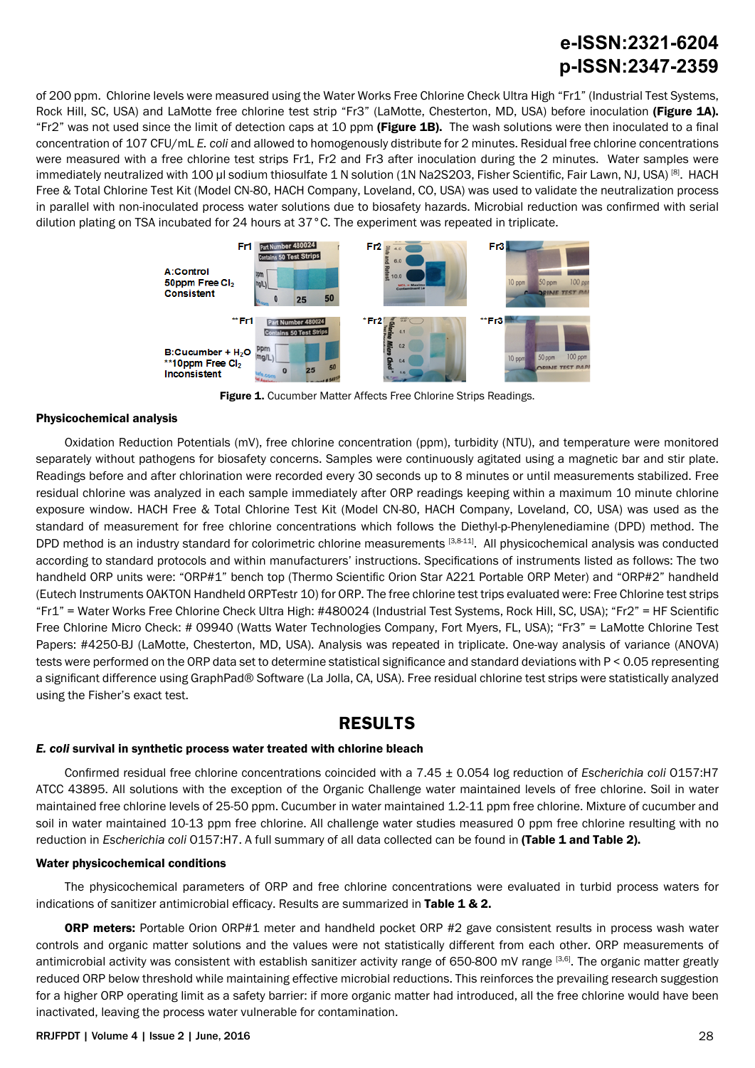of 200 ppm. Chlorine levels were measured using the Water Works Free Chlorine Check Ultra High "Fr1" (Industrial Test Systems, Rock Hill, SC, USA) and LaMotte free chlorine test strip "Fr3" (LaMotte, Chesterton, MD, USA) before inoculation **(Figure 1A).** "Fr2" was not used since the limit of detection caps at 10 ppm **(Figure 1B).** The wash solutions were then inoculated to a final concentration of 107 CFU/mL *E. coli* and allowed to homogenously distribute for 2 minutes. Residual free chlorine concentrations were measured with a free chlorine test strips Fr1, Fr2 and Fr3 after inoculation during the 2 minutes. Water samples were immediately neutralized with 100 µl sodium thiosulfate 1 N solution (1N Na2S2O3, Fisher Scientific, Fair Lawn, NJ, USA) [8]. HACH Free & Total Chlorine Test Kit (Model CN-80, HACH Company, Loveland, CO, USA) was used to validate the neutralization process in parallel with non-inoculated process water solutions due to biosafety hazards. Microbial reduction was confirmed with serial dilution plating on TSA incubated for 24 hours at 37°C. The experiment was repeated in triplicate.

**Figure 1.** Cucumber Matter Affects Free Chlorine Strips Readings.

### Physicochemical analysis

Oxidation Reduction Potentials (mV), free chlorine concentration (ppm), turbidity (NTU), and temperature were monitored separately without pathogens for biosafety concerns. Samples were continuously agitated using a magnetic bar and stir plate. Readings before and after chlorination were recorded every 30 seconds up to 8 minutes or until measurements stabilized. Free residual chlorine was analyzed in each sample immediately after ORP readings keeping within a maximum 10 minute chlorine exposure window. HACH Free & Total Chlorine Test Kit (Model CN-80, HACH Company, Loveland, CO, USA) was used as the standard of measurement for free chlorine concentrations which follows the Diethyl-p-Phenylenediamine (DPD) method. The DPD method is an industry standard for colorimetric chlorine measurements [3,8-11]. All physicochemical analysis was conducted according to standard protocols and within manufacturers' instructions. Specifications of instruments listed as follows: The two handheld ORP units were: "ORP#1" bench top (Thermo Scientific Orion Star A221 Portable ORP Meter) and "ORP#2" handheld (Eutech Instruments OAKTON Handheld ORPTestr 10) for ORP. The free chlorine test trips evaluated were: Free Chlorine test strips "Fr1" = Water Works Free Chlorine Check Ultra High: #480024 (Industrial Test Systems, Rock Hill, SC, USA); "Fr2" = HF Scientific Free Chlorine Micro Check: # 09940 (Watts Water Technologies Company, Fort Myers, FL, USA); "Fr3" = LaMotte Chlorine Test Papers: #4250-BJ (LaMotte, Chesterton, MD, USA). Analysis was repeated in triplicate. One-way analysis of variance (ANOVA) tests were performed on the ORP data set to determine statistical significance and standard deviations with $P < 0.05$ representing a significant difference using GraphPad® Software (La Jolla, CA, USA). Free residual chlorine test strips were statistically analyzed using the Fisher's exact test.

## RESULTS

### *E. coli* survival in synthetic process water treated with chlorine bleach

Confirmed residual free chlorine concentrations coincided with a 7.45 ± 0.054 log reduction of *Escherichia coli* O157:H7 ATCC 43895. All solutions with the exception of the Organic Challenge water maintained levels of free chlorine. Soil in water maintained free chlorine levels of 25-50 ppm. Cucumber in water maintained 1.2-11 ppm free chlorine. Mixture of cucumber and soil in water maintained 10-13 ppm free chlorine. All challenge water studies measured 0 ppm free chlorine resulting with no reduction in *Escherichia coli* O157:H7. A full summary of all data collected can be found in **(Table 1 and Table 2).**

### Water physicochemical conditions

The physicochemical parameters of ORP and free chlorine concentrations were evaluated in turbid process waters for indications of sanitizer antimicrobial efficacy. Results are summarized in **Table 1 & 2.**

**ORP meters:** Portable Orion ORP#1 meter and handheld pocket ORP #2 gave consistent results in process wash water controls and organic matter solutions and the values were not statistically different from each other. ORP measurements of antimicrobial activity was consistent with establish sanitizer activity range of 650-800 mV range [3,6]. The organic matter greatly reduced ORP below threshold while maintaining effective microbial reductions. This reinforces the prevailing research suggestion for a higher ORP operating limit as a safety barrier: if more organic matter had introduced, all the free chlorine would have been inactivated, leaving the process water vulnerable for contamination.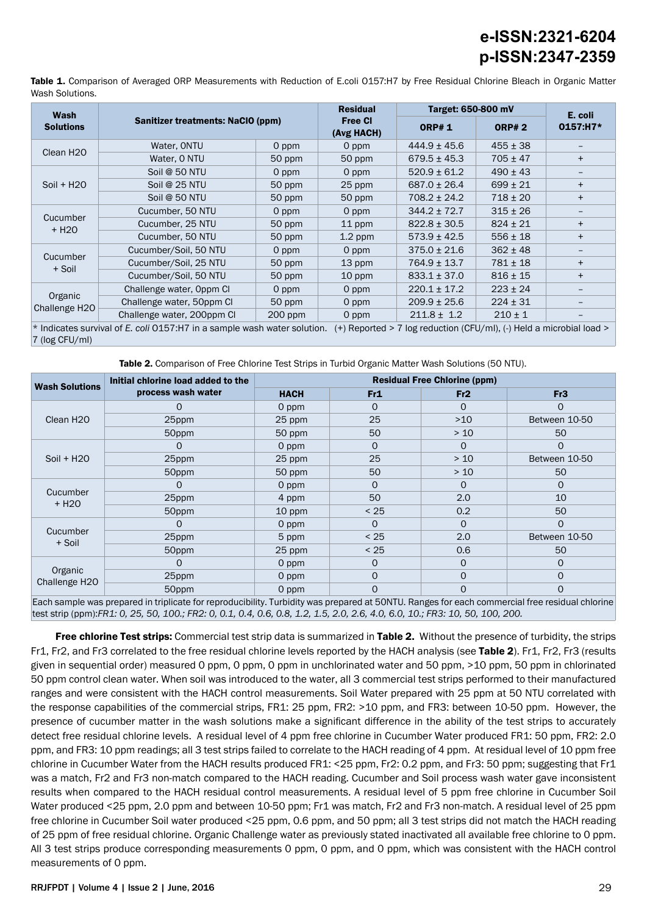**Table 1.** Comparison of Averaged ORP Measurements with Reduction of E.coli O157:H7 by Free Residual Chlorine Bleach in Organic Matter Wash Solutions.

| Wash Solutions | Sanitizer treatments: NaClO (ppm) | | Residual Free Cl (Avg HACH) | Target: 650-800 mV | | E. coli O157:H7* |
|---|---|---|---|---|---|---|
| | | | | ORP# 1 | ORP# 2 | |
| Clean H2O | Water, 0NTU | 0 ppm | 0 ppm | 444.9 ± 45.6 | 455 ± 38 | – |
| | Water, 0 NTU | 50 ppm | 50 ppm | 679.5 ± 45.3 | 705 ± 47 | + |
| Soil + H2O | Soil @ 50 NTU | 0 ppm | 0 ppm | 520.9 ± 61.2 | 490 ± 43 | – |
| | Soil @ 25 NTU | 50 ppm | 25 ppm | 687.0 ± 26.4 | 699 ± 21 | + |
| | Soil @ 50 NTU | 50 ppm | 50 ppm | 708.2 ± 24.2 | 718 ± 20 | + |
| Cucumber + H2O | Cucumber, 50 NTU | 0 ppm | 0 ppm | 344.2 ± 72.7 | 315 ± 26 | – |
| | Cucumber, 25 NTU | 50 ppm | 11 ppm | 822.8 ± 30.5 | 824 ± 21 | + |
| | Cucumber, 50 NTU | 50 ppm | 1.2 ppm | 573.9 ± 42.5 | 556 ± 18 | + |
| Cucumber + Soil | Cucumber/Soil, 50 NTU | 0 ppm | 0 ppm | 375.0 ± 21.6 | 362 ± 48 | – |
| | Cucumber/Soil, 25 NTU | 50 ppm | 13 ppm | 764.9 ± 13.7 | 781 ± 18 | + |
| | Cucumber/Soil, 50 NTU | 50 ppm | 10 ppm | 833.1 ± 37.0 | 816 ± 15 | + |
| Organic Challenge H2O | Challenge water, 0ppm Cl | 0 ppm | 0 ppm | 220.1 ± 17.2 | 223 ± 24 | – |
| | Challenge water, 50ppm Cl | 50 ppm | 0 ppm | 209.9 ± 25.6 | 224 ± 31 | – |
| | Challenge water, 200ppm Cl | 200 ppm | 0 ppm | 211.8 ± 1.2 | 210 ± 1 | – |

\* Indicates survival of *E. coli* O157:H7 in a sample wash water solution. (+) Reported > 7 log reduction (CFU/ml), (-) Held a microbial load > 7 (log CFU/ml)

**Table 2.** Comparison of Free Chlorine Test Strips in Turbid Organic Matter Wash Solutions (50 NTU).

| Wash Solutions | Initial chlorine load added to the process wash water | Residual Free Chlorine (ppm) | | | |
|---|---|---|---|---|---|
| | | HACH | Fr1 | Fr2 | Fr3 |
| Clean H2O | 0 | 0 ppm | 0 | 0 | 0 |
| | 25ppm | 25 ppm | 25 | >10 | Between 10-50 |
| | 50ppm | 50 ppm | 50 | > 10 | 50 |
| Soil + H2O | 0 | 0 ppm | 0 | 0 | 0 |
| | 25ppm | 25 ppm | 25 | > 10 | Between 10-50 |
| | 50ppm | 50 ppm | 50 | > 10 | 50 |
| Cucumber + H2O | 0 | 0 ppm | 0 | 0 | 0 |
| | 25ppm | 4 ppm | 50 | 2.0 | 10 |
| | 50ppm | 10 ppm | < 25 | 0.2 | 50 |
| Cucumber + Soil | 0 | 0 ppm | 0 | 0 | 0 |
| | 25ppm | 5 ppm | < 25 | 2.0 | Between 10-50 |
| | 50ppm | 25 ppm | < 25 | 0.6 | 50 |
| Organic Challenge H2O | 0 | 0 ppm | 0 | 0 | 0 |
| | 25ppm | 0 ppm | 0 | 0 | 0 |
| | 50ppm | 0 ppm | 0 | 0 | 0 |

Each sample was prepared in triplicate for reproducibility. Turbidity was prepared at 50NTU. Ranges for each commercial free residual chlorine test strip (ppm):*FR1: 0, 25, 50, 100.; FR2: 0, 0.1, 0.4, 0.6, 0.8, 1.2, 1.5, 2.0, 2.6, 4.0, 6.0, 10.; FR3: 10, 50, 100, 200.*

**Free chlorine Test strips:** Commercial test strip data is summarized in **Table 2**. Without the presence of turbidity, the strips Fr1, Fr2, and Fr3 correlated to the free residual chlorine levels reported by the HACH analysis (see **Table 2**). Fr1, Fr2, Fr3 (results given in sequential order) measured 0 ppm, 0 ppm, 0 ppm in unchlorinated water and 50 ppm, >10 ppm, 50 ppm in chlorinated 50 ppm control clean water. When soil was introduced to the water, all 3 commercial test strips performed to their manufactured ranges and were consistent with the HACH control measurements. Soil Water prepared with 25 ppm at 50 NTU correlated with the response capabilities of the commercial strips, FR1: 25 ppm, FR2: >10 ppm, and FR3: between 10-50 ppm. However, the presence of cucumber matter in the wash solutions make a significant difference in the ability of the test strips to accurately detect free residual chlorine levels. A residual level of 4 ppm free chlorine in Cucumber Water produced FR1: 50 ppm, FR2: 2.0 ppm, and FR3: 10 ppm readings; all 3 test strips failed to correlate to the HACH reading of 4 ppm. At residual level of 10 ppm free chlorine in Cucumber Water from the HACH results produced FR1: <25 ppm, Fr2: 0.2 ppm, and Fr3: 50 ppm; suggesting that Fr1 was a match, Fr2 and Fr3 non-match compared to the HACH reading. Cucumber and Soil process wash water gave inconsistent results when compared to the HACH residual control measurements. A residual level of 5 ppm free chlorine in Cucumber Soil Water produced <25 ppm, 2.0 ppm and between 10-50 ppm; Fr1 was match, Fr2 and Fr3 non-match. A residual level of 25 ppm free chlorine in Cucumber Soil water produced <25 ppm, 0.6 ppm, and 50 ppm; all 3 test strips did not match the HACH reading of 25 ppm of free residual chlorine. Organic Challenge water as previously stated inactivated all available free chlorine to 0 ppm. All 3 test strips produce corresponding measurements 0 ppm, 0 ppm, and 0 ppm, which was consistent with the HACH control measurements of 0 ppm.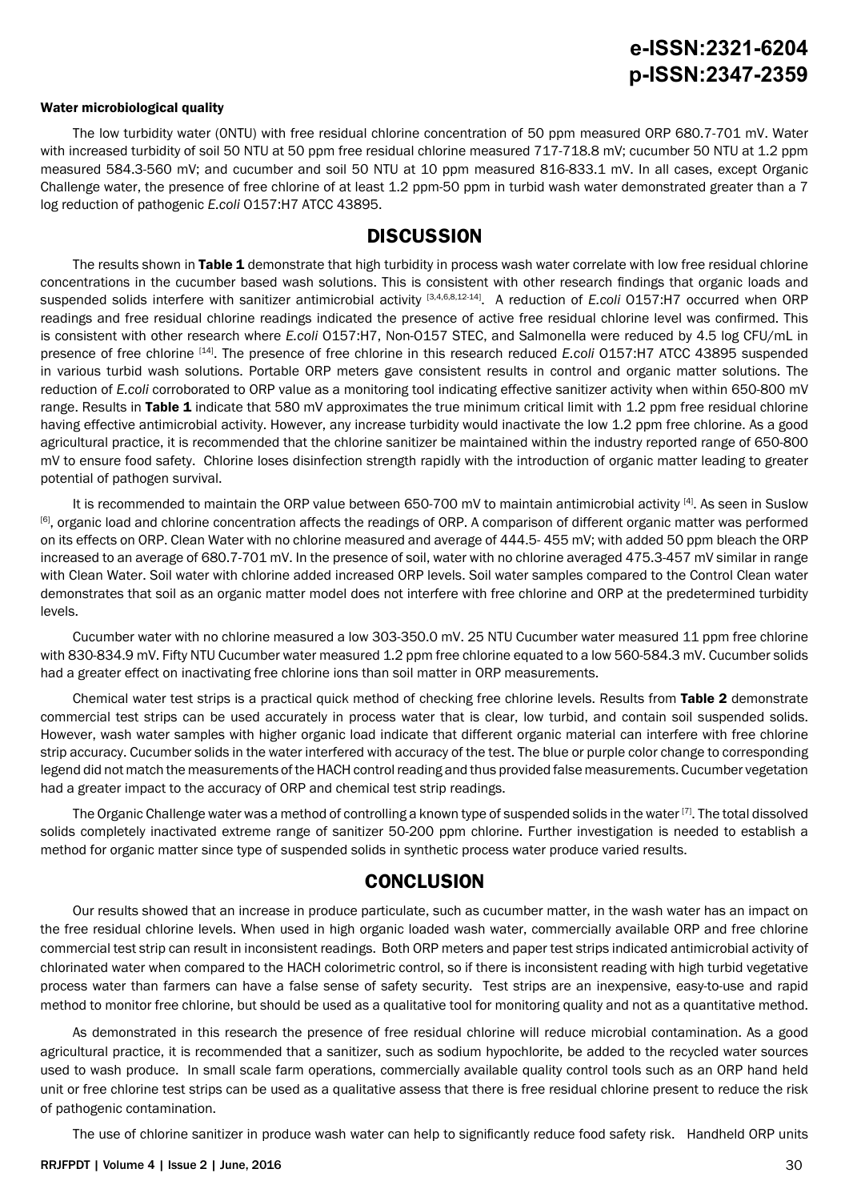#### Water microbiological quality

The low turbidity water (0NTU) with free residual chlorine concentration of 50 ppm measured ORP 680.7-701 mV. Water with increased turbidity of soil 50 NTU at 50 ppm free residual chlorine measured 717-718.8 mV; cucumber 50 NTU at 1.2 ppm measured 584.3-560 mV; and cucumber and soil 50 NTU at 10 ppm measured 816-833.1 mV. In all cases, except Organic Challenge water, the presence of free chlorine of at least 1.2 ppm-50 ppm in turbid wash water demonstrated greater than a 7 log reduction of pathogenic *E.coli* O157:H7 ATCC 43895.

## DISCUSSION

The results shown in **Table 1** demonstrate that high turbidity in process wash water correlate with low free residual chlorine concentrations in the cucumber based wash solutions. This is consistent with other research findings that organic loads and suspended solids interfere with sanitizer antimicrobial activity [3,4,6,8,12-14]. A reduction of *E.coli* O157:H7 occurred when ORP readings and free residual chlorine readings indicated the presence of active free residual chlorine level was confirmed. This is consistent with other research where *E.coli* O157:H7, Non-O157 STEC, and Salmonella were reduced by 4.5 log CFU/mL in presence of free chlorine [14]. The presence of free chlorine in this research reduced *E.coli* O157:H7 ATCC 43895 suspended in various turbid wash solutions. Portable ORP meters gave consistent results in control and organic matter solutions. The reduction of *E.coli* corroborated to ORP value as a monitoring tool indicating effective sanitizer activity when within 650-800 mV range. Results in **Table 1** indicate that 580 mV approximates the true minimum critical limit with 1.2 ppm free residual chlorine having effective antimicrobial activity. However, any increase turbidity would inactivate the low 1.2 ppm free chlorine. As a good agricultural practice, it is recommended that the chlorine sanitizer be maintained within the industry reported range of 650-800 mV to ensure food safety. Chlorine loses disinfection strength rapidly with the introduction of organic matter leading to greater potential of pathogen survival.

It is recommended to maintain the ORP value between 650-700 mV to maintain antimicrobial activity [4]. As seen in Suslow [6], organic load and chlorine concentration affects the readings of ORP. A comparison of different organic matter was performed on its effects on ORP. Clean Water with no chlorine measured and average of 444.5- 455 mV; with added 50 ppm bleach the ORP increased to an average of 680.7-701 mV. In the presence of soil, water with no chlorine averaged 475.3-457 mV similar in range with Clean Water. Soil water with chlorine added increased ORP levels. Soil water samples compared to the Control Clean water demonstrates that soil as an organic matter model does not interfere with free chlorine and ORP at the predetermined turbidity levels.

Cucumber water with no chlorine measured a low 303-350.0 mV. 25 NTU Cucumber water measured 11 ppm free chlorine with 830-834.9 mV. Fifty NTU Cucumber water measured 1.2 ppm free chlorine equated to a low 560-584.3 mV. Cucumber solids had a greater effect on inactivating free chlorine ions than soil matter in ORP measurements.

Chemical water test strips is a practical quick method of checking free chlorine levels. Results from **Table 2** demonstrate commercial test strips can be used accurately in process water that is clear, low turbid, and contain soil suspended solids. However, wash water samples with higher organic load indicate that different organic material can interfere with free chlorine strip accuracy. Cucumber solids in the water interfered with accuracy of the test. The blue or purple color change to corresponding legend did not match the measurements of the HACH control reading and thus provided false measurements. Cucumber vegetation had a greater impact to the accuracy of ORP and chemical test strip readings.

The Organic Challenge water was a method of controlling a known type of suspended solids in the water [7]. The total dissolved solids completely inactivated extreme range of sanitizer 50-200 ppm chlorine. Further investigation is needed to establish a method for organic matter since type of suspended solids in synthetic process water produce varied results.

## CONCLUSION

Our results showed that an increase in produce particulate, such as cucumber matter, in the wash water has an impact on the free residual chlorine levels. When used in high organic loaded wash water, commercially available ORP and free chlorine commercial test strip can result in inconsistent readings. Both ORP meters and paper test strips indicated antimicrobial activity of chlorinated water when compared to the HACH colorimetric control, so if there is inconsistent reading with high turbid vegetative process water than farmers can have a false sense of safety security. Test strips are an inexpensive, easy-to-use and rapid method to monitor free chlorine, but should be used as a qualitative tool for monitoring quality and not as a quantitative method.

As demonstrated in this research the presence of free residual chlorine will reduce microbial contamination. As a good agricultural practice, it is recommended that a sanitizer, such as sodium hypochlorite, be added to the recycled water sources used to wash produce. In small scale farm operations, commercially available quality control tools such as an ORP hand held unit or free chlorine test strips can be used as a qualitative assess that there is free residual chlorine present to reduce the risk of pathogenic contamination.

The use of chlorine sanitizer in produce wash water can help to significantly reduce food safety risk. Handheld ORP units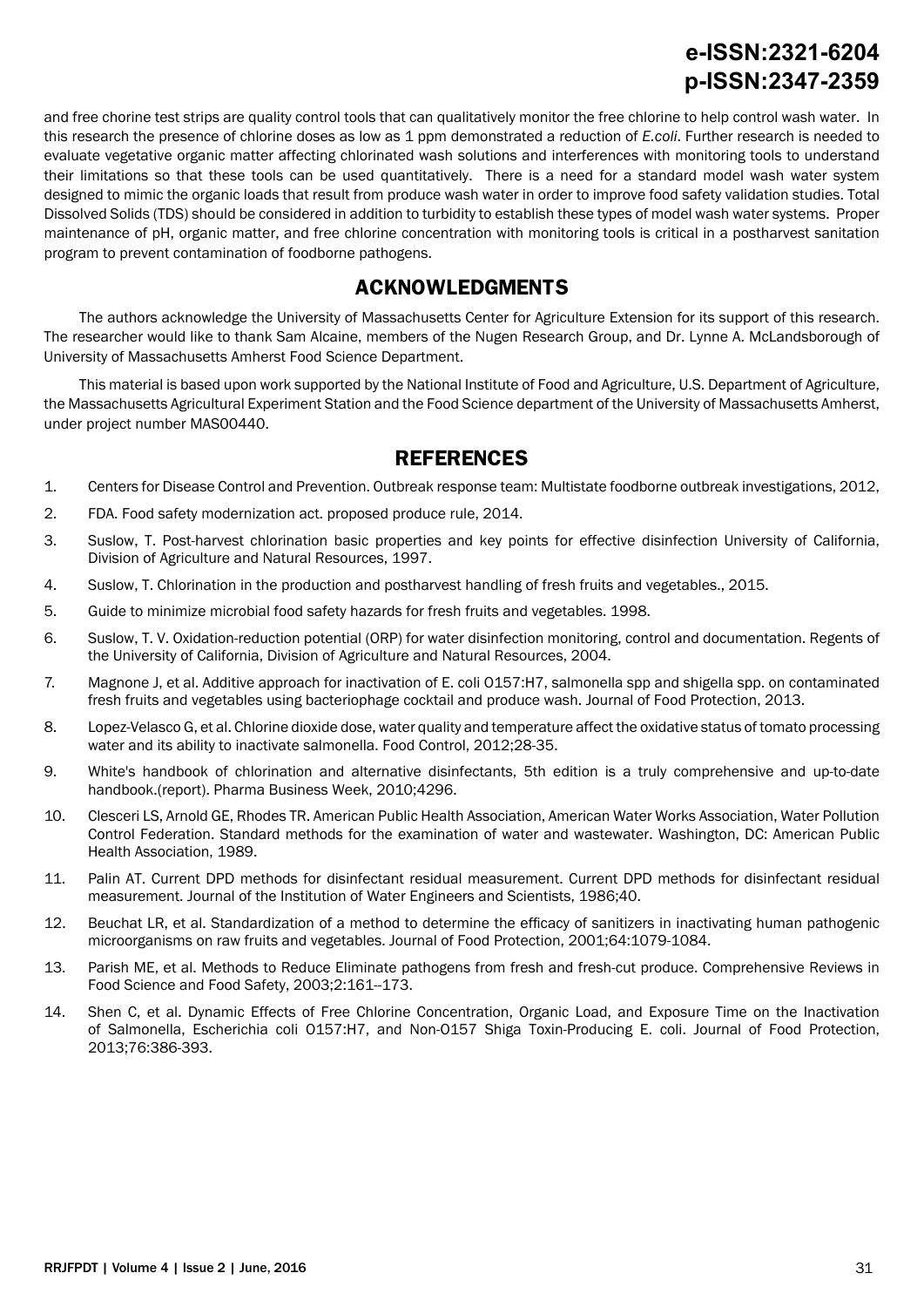and free chorine test strips are quality control tools that can qualitatively monitor the free chlorine to help control wash water. In this research the presence of chlorine doses as low as 1 ppm demonstrated a reduction of *E.coli*. Further research is needed to evaluate vegetative organic matter affecting chlorinated wash solutions and interferences with monitoring tools to understand their limitations so that these tools can be used quantitatively. There is a need for a standard model wash water system designed to mimic the organic loads that result from produce wash water in order to improve food safety validation studies. Total Dissolved Solids (TDS) should be considered in addition to turbidity to establish these types of model wash water systems. Proper maintenance of pH, organic matter, and free chlorine concentration with monitoring tools is critical in a postharvest sanitation program to prevent contamination of foodborne pathogens.

## ACKNOWLEDGMENTS

The authors acknowledge the University of Massachusetts Center for Agriculture Extension for its support of this research. The researcher would like to thank Sam Alcaine, members of the Nugen Research Group, and Dr. Lynne A. McLandsborough of University of Massachusetts Amherst Food Science Department.

This material is based upon work supported by the National Institute of Food and Agriculture, U.S. Department of Agriculture, the Massachusetts Agricultural Experiment Station and the Food Science department of the University of Massachusetts Amherst, under project number MAS00440.

## REFERENCES

1. Centers for Disease Control and Prevention. Outbreak response team: Multistate foodborne outbreak investigations, 2012,
2. FDA. Food safety modernization act. proposed produce rule, 2014.
3. Suslow, T. Post-harvest chlorination basic properties and key points for effective disinfection University of California, Division of Agriculture and Natural Resources, 1997.
4. Suslow, T. Chlorination in the production and postharvest handling of fresh fruits and vegetables., 2015.
5. Guide to minimize microbial food safety hazards for fresh fruits and vegetables. 1998.
6. Suslow, T. V. Oxidation-reduction potential (ORP) for water disinfection monitoring, control and documentation. Regents of the University of California, Division of Agriculture and Natural Resources, 2004.
7. Magnone J, et al. Additive approach for inactivation of E. coli O157:H7, salmonella spp and shigella spp. on contaminated fresh fruits and vegetables using bacteriophage cocktail and produce wash. Journal of Food Protection, 2013.
8. Lopez-Velasco G, et al. Chlorine dioxide dose, water quality and temperature affect the oxidative status of tomato processing water and its ability to inactivate salmonella. Food Control, 2012;28-35.
9. White's handbook of chlorination and alternative disinfectants, 5th edition is a truly comprehensive and up-to-date handbook.(report). Pharma Business Week, 2010;4296.
10. Clesceri LS, Arnold GE, Rhodes TR. American Public Health Association, American Water Works Association, Water Pollution Control Federation. Standard methods for the examination of water and wastewater. Washington, DC: American Public Health Association, 1989.
11. Palin AT. Current DPD methods for disinfectant residual measurement. Current DPD methods for disinfectant residual measurement. Journal of the Institution of Water Engineers and Scientists, 1986;40.
12. Beuchat LR, et al. Standardization of a method to determine the efficacy of sanitizers in inactivating human pathogenic microorganisms on raw fruits and vegetables. Journal of Food Protection, 2001;64:1079-1084.
13. Parish ME, et al. Methods to Reduce Eliminate pathogens from fresh and fresh-cut produce. Comprehensive Reviews in Food Science and Food Safety, 2003;2:161--173.
14. Shen C, et al. Dynamic Effects of Free Chlorine Concentration, Organic Load, and Exposure Time on the Inactivation of Salmonella, Escherichia coli O157:H7, and Non-O157 Shiga Toxin-Producing E. coli. Journal of Food Protection, 2013;76:386-393.